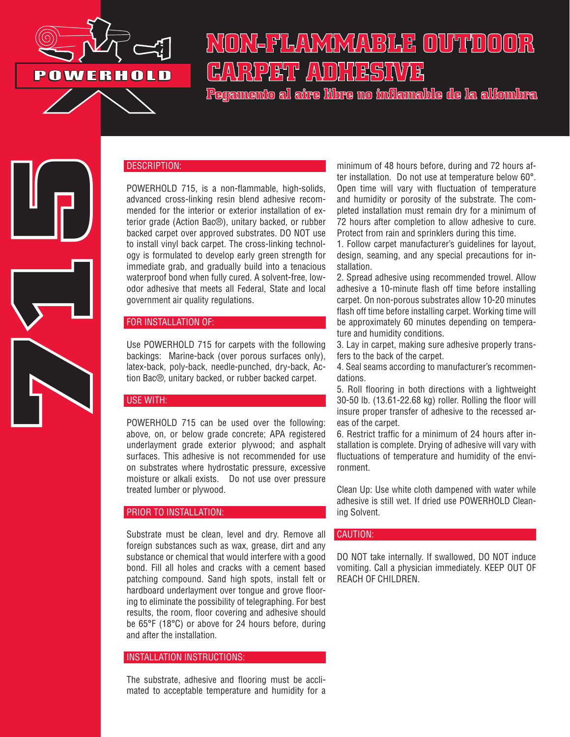POWERHOLD

# NON-FLAMMABLE OUTDOOR CARPET ADHESIVE

## Pegamento al aire libre no inflamable de la alfombra

715

### DESCRIPTION:

POWERHOLD 715, is a non-flammable, high-solids, advanced cross-linking resin blend adhesive recommended for the interior or exterior installation of exterior grade (Action Bac®), unitary backed, or rubber backed carpet over approved substrates. DO NOT use to install vinyl back carpet. The cross-linking technology is formulated to develop early green strength for immediate grab, and gradually build into a tenacious waterproof bond when fully cured. A solvent-free, low-odor adhesive that meets all Federal, State and local government air quality regulations.

### FOR INSTALLATION OF:

Use POWERHOLD 715 for carpets with the following backings: Marine-back (over porous surfaces only), latex-back, poly-back, needle-punched, dry-back, Action Bac®, unitary backed, or rubber backed carpet.

### USE WITH:

POWERHOLD 715 can be used over the following: above, on, or below grade concrete; APA registered underlayment grade exterior plywood; and asphalt surfaces. This adhesive is not recommended for use on substrates where hydrostatic pressure, excessive moisture or alkali exists. Do not use over pressure treated lumber or plywood.

### PRIOR TO INSTALLATION:

Substrate must be clean, level and dry. Remove all foreign substances such as wax, grease, dirt and any substance or chemical that would interfere with a good bond. Fill all holes and cracks with a cement based patching compound. Sand high spots, install felt or hardboard underlayment over tongue and grove flooring to eliminate the possibility of telegraphing. For best results, the room, floor covering and adhesive should be 65°F (18°C) or above for 24 hours before, during and after the installation.

### INSTALLATION INSTRUCTIONS:

The substrate, adhesive and flooring must be acclimated to acceptable temperature and humidity for a minimum of 48 hours before, during and 72 hours after installation. Do not use at temperature below 60°. Open time will vary with fluctuation of temperature and humidity or porosity of the substrate. The completed installation must remain dry for a minimum of 72 hours after completion to allow adhesive to cure. Protect from rain and sprinklers during this time.

1. Follow carpet manufacturer's guidelines for layout, design, seaming, and any special precautions for installation.
2. Spread adhesive using recommended trowel. Allow adhesive a 10-minute flash off time before installing carpet. On non-porous substrates allow 10-20 minutes flash off time before installing carpet. Working time will be approximately 60 minutes depending on temperature and humidity conditions.
3. Lay in carpet, making sure adhesive properly transfers to the back of the carpet.
4. Seal seams according to manufacturer's recommendations.
5. Roll flooring in both directions with a lightweight 30-50 lb. (13.61-22.68 kg) roller. Rolling the floor will insure proper transfer of adhesive to the recessed areas of the carpet.
6. Restrict traffic for a minimum of 24 hours after installation is complete. Drying of adhesive will vary with fluctuations of temperature and humidity of the environment.

Clean Up: Use white cloth dampened with water while adhesive is still wet. If dried use POWERHOLD Cleaning Solvent.

### CAUTION:

DO NOT take internally. If swallowed, DO NOT induce vomiting. Call a physician immediately. KEEP OUT OF REACH OF CHILDREN.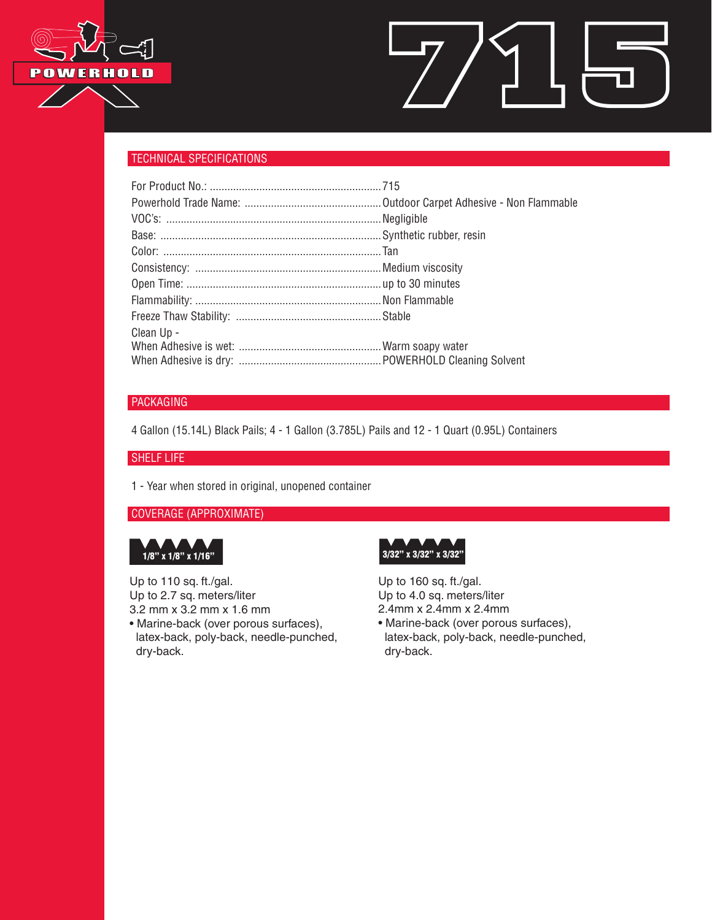POWERHOLD

# 715

## TECHNICAL SPECIFICATIONS

| | |
|---|---|
| For Product No.: | 715 |
| Powerhold Trade Name: | Outdoor Carpet Adhesive - Non Flammable |
| VOC's: | Negligible |
| Base: | Synthetic rubber, resin |
| Color: | Tan |
| Consistency: | Medium viscosity |
| Open Time: | up to 30 minutes |
| Flammability: | Non Flammable |
| Freeze Thaw Stability: | Stable |
| Clean Up - | |
| When Adhesive is wet: | Warm soapy water |
| When Adhesive is dry: | POWERHOLD Cleaning Solvent |

## PACKAGING

4 Gallon (15.14L) Black Pails; 4 - 1 Gallon (3.785L) Pails and 12 - 1 Quart (0.95L) Containers

## SHELF LIFE

1 - Year when stored in original, unopened container

## COVERAGE (APPROXIMATE)

**1/8" x 1/8" x 1/16"**

Up to 110 sq. ft./gal.
Up to 2.7 sq. meters/liter
3.2 mm x 3.2 mm x 1.6 mm

- Marine-back (over porous surfaces), latex-back, poly-back, needle-punched, dry-back.

**3/32" x 3/32" x 3/32"**

Up to 160 sq. ft./gal.
Up to 4.0 sq. meters/liter
2.4mm x 2.4mm x 2.4mm

- Marine-back (over porous surfaces), latex-back, poly-back, needle-punched, dry-back.